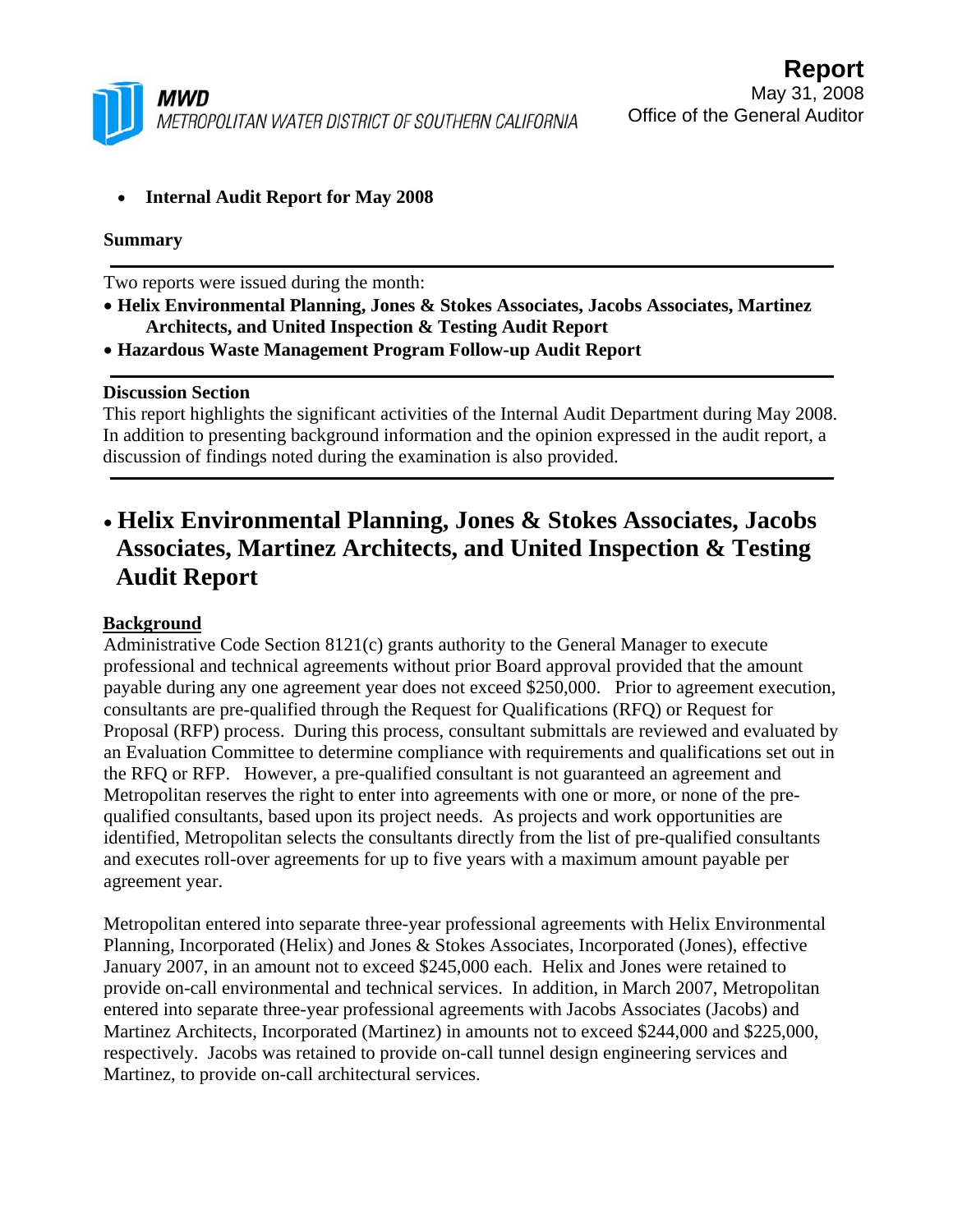**MWD**
METROPOLITAN WATER DISTRICT OF SOUTHERN CALIFORNIA

**Report**
May 31, 2008
Office of the General Auditor

- **Internal Audit Report for May 2008**

**Summary**

Two reports were issued during the month:

- **Helix Environmental Planning, Jones & Stokes Associates, Jacobs Associates, Martinez Architects, and United Inspection & Testing Audit Report**
- **Hazardous Waste Management Program Follow-up Audit Report**

**Discussion Section**

This report highlights the significant activities of the Internal Audit Department during May 2008. In addition to presenting background information and the opinion expressed in the audit report, a discussion of findings noted during the examination is also provided.

# • Helix Environmental Planning, Jones & Stokes Associates, Jacobs Associates, Martinez Architects, and United Inspection & Testing Audit Report

**Background**

Administrative Code Section 8121(c) grants authority to the General Manager to execute professional and technical agreements without prior Board approval provided that the amount payable during any one agreement year does not exceed $250,000. Prior to agreement execution, consultants are pre-qualified through the Request for Qualifications (RFQ) or Request for Proposal (RFP) process. During this process, consultant submittals are reviewed and evaluated by an Evaluation Committee to determine compliance with requirements and qualifications set out in the RFQ or RFP. However, a pre-qualified consultant is not guaranteed an agreement and Metropolitan reserves the right to enter into agreements with one or more, or none of the pre-qualified consultants, based upon its project needs. As projects and work opportunities are identified, Metropolitan selects the consultants directly from the list of pre-qualified consultants and executes roll-over agreements for up to five years with a maximum amount payable per agreement year.

Metropolitan entered into separate three-year professional agreements with Helix Environmental Planning, Incorporated (Helix) and Jones & Stokes Associates, Incorporated (Jones), effective January 2007, in an amount not to exceed $245,000 each. Helix and Jones were retained to provide on-call environmental and technical services. In addition, in March 2007, Metropolitan entered into separate three-year professional agreements with Jacobs Associates (Jacobs) and Martinez Architects, Incorporated (Martinez) in amounts not to exceed $244,000 and $225,000, respectively. Jacobs was retained to provide on-call tunnel design engineering services and Martinez, to provide on-call architectural services.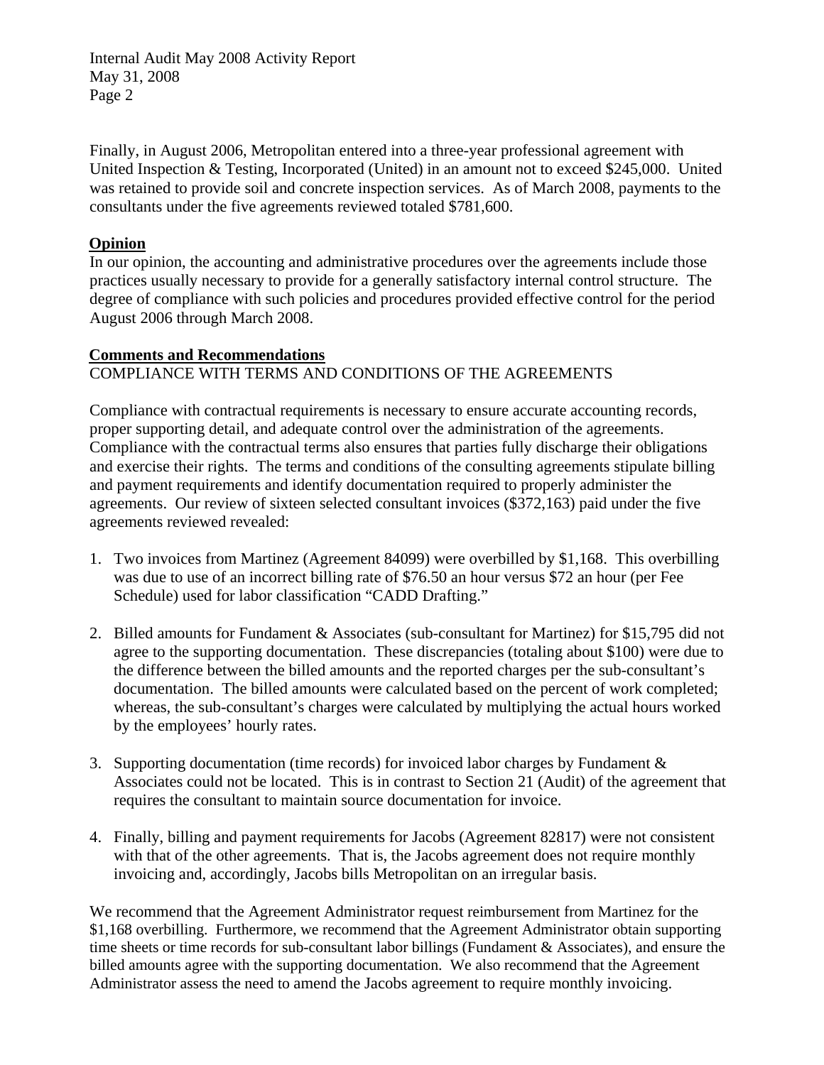Finally, in August 2006, Metropolitan entered into a three-year professional agreement with United Inspection & Testing, Incorporated (United) in an amount not to exceed $245,000. United was retained to provide soil and concrete inspection services. As of March 2008, payments to the consultants under the five agreements reviewed totaled $781,600.

## Opinion

In our opinion, the accounting and administrative procedures over the agreements include those practices usually necessary to provide for a generally satisfactory internal control structure. The degree of compliance with such policies and procedures provided effective control for the period August 2006 through March 2008.

## Comments and Recommendations

COMPLIANCE WITH TERMS AND CONDITIONS OF THE AGREEMENTS

Compliance with contractual requirements is necessary to ensure accurate accounting records, proper supporting detail, and adequate control over the administration of the agreements. Compliance with the contractual terms also ensures that parties fully discharge their obligations and exercise their rights. The terms and conditions of the consulting agreements stipulate billing and payment requirements and identify documentation required to properly administer the agreements. Our review of sixteen selected consultant invoices ($372,163) paid under the five agreements reviewed revealed:

1. Two invoices from Martinez (Agreement 84099) were overbilled by $1,168. This overbilling was due to use of an incorrect billing rate of $76.50 an hour versus $72 an hour (per Fee Schedule) used for labor classification "CADD Drafting."

2. Billed amounts for Fundament & Associates (sub-consultant for Martinez) for $15,795 did not agree to the supporting documentation. These discrepancies (totaling about $100) were due to the difference between the billed amounts and the reported charges per the sub-consultant's documentation. The billed amounts were calculated based on the percent of work completed; whereas, the sub-consultant's charges were calculated by multiplying the actual hours worked by the employees' hourly rates.

3. Supporting documentation (time records) for invoiced labor charges by Fundament & Associates could not be located. This is in contrast to Section 21 (Audit) of the agreement that requires the consultant to maintain source documentation for invoice.

4. Finally, billing and payment requirements for Jacobs (Agreement 82817) were not consistent with that of the other agreements. That is, the Jacobs agreement does not require monthly invoicing and, accordingly, Jacobs bills Metropolitan on an irregular basis.

We recommend that the Agreement Administrator request reimbursement from Martinez for the $1,168 overbilling. Furthermore, we recommend that the Agreement Administrator obtain supporting time sheets or time records for sub-consultant labor billings (Fundament & Associates), and ensure the billed amounts agree with the supporting documentation. We also recommend that the Agreement Administrator assess the need to amend the Jacobs agreement to require monthly invoicing.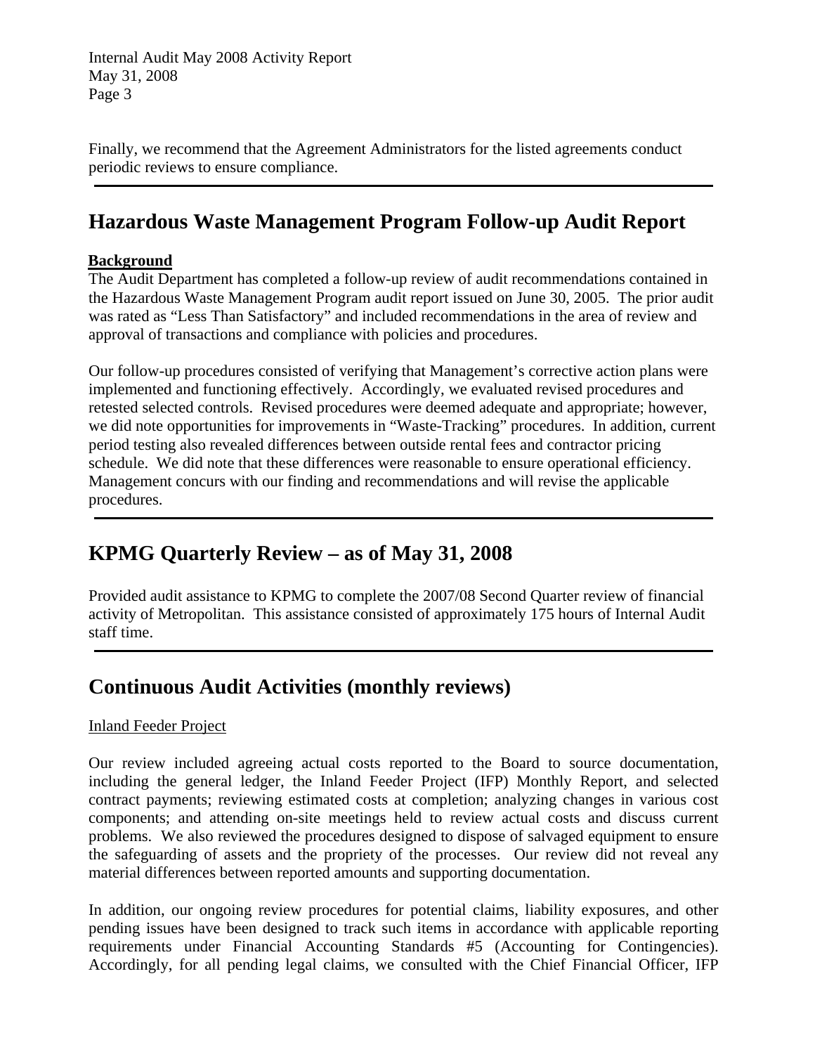Finally, we recommend that the Agreement Administrators for the listed agreements conduct periodic reviews to ensure compliance.

---

## Hazardous Waste Management Program Follow-up Audit Report

**Background**

The Audit Department has completed a follow-up review of audit recommendations contained in the Hazardous Waste Management Program audit report issued on June 30, 2005. The prior audit was rated as "Less Than Satisfactory" and included recommendations in the area of review and approval of transactions and compliance with policies and procedures.

Our follow-up procedures consisted of verifying that Management's corrective action plans were implemented and functioning effectively. Accordingly, we evaluated revised procedures and retested selected controls. Revised procedures were deemed adequate and appropriate; however, we did note opportunities for improvements in "Waste-Tracking" procedures. In addition, current period testing also revealed differences between outside rental fees and contractor pricing schedule. We did note that these differences were reasonable to ensure operational efficiency. Management concurs with our finding and recommendations and will revise the applicable procedures.

---

## KPMG Quarterly Review – as of May 31, 2008

Provided audit assistance to KPMG to complete the 2007/08 Second Quarter review of financial activity of Metropolitan. This assistance consisted of approximately 175 hours of Internal Audit staff time.

---

## Continuous Audit Activities (monthly reviews)

Inland Feeder Project

Our review included agreeing actual costs reported to the Board to source documentation, including the general ledger, the Inland Feeder Project (IFP) Monthly Report, and selected contract payments; reviewing estimated costs at completion; analyzing changes in various cost components; and attending on-site meetings held to review actual costs and discuss current problems. We also reviewed the procedures designed to dispose of salvaged equipment to ensure the safeguarding of assets and the propriety of the processes. Our review did not reveal any material differences between reported amounts and supporting documentation.

In addition, our ongoing review procedures for potential claims, liability exposures, and other pending issues have been designed to track such items in accordance with applicable reporting requirements under Financial Accounting Standards #5 (Accounting for Contingencies). Accordingly, for all pending legal claims, we consulted with the Chief Financial Officer, IFP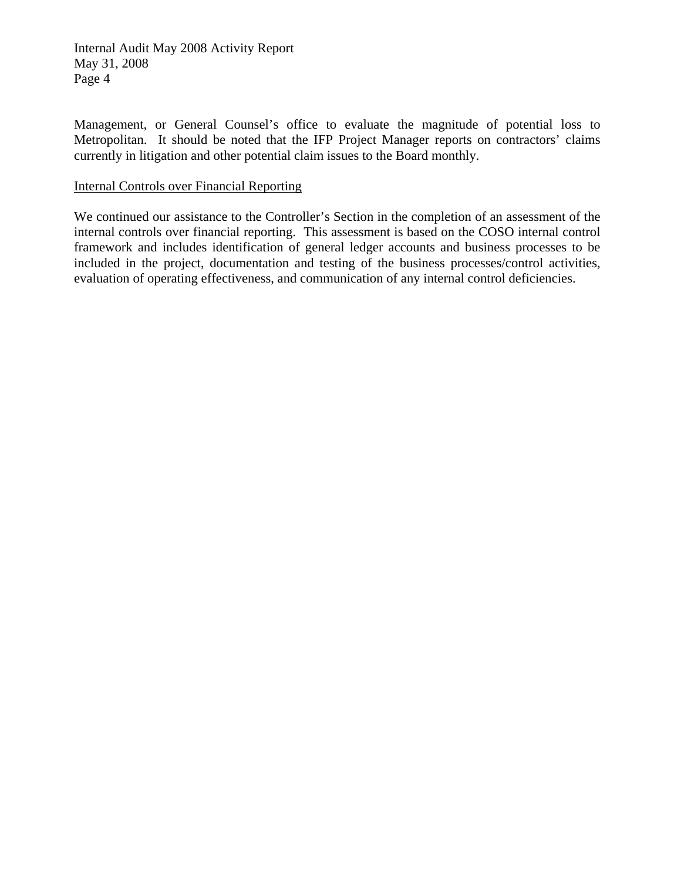Management, or General Counsel's office to evaluate the magnitude of potential loss to Metropolitan. It should be noted that the IFP Project Manager reports on contractors' claims currently in litigation and other potential claim issues to the Board monthly.

<u>Internal Controls over Financial Reporting</u>

We continued our assistance to the Controller's Section in the completion of an assessment of the internal controls over financial reporting. This assessment is based on the COSO internal control framework and includes identification of general ledger accounts and business processes to be included in the project, documentation and testing of the business processes/control activities, evaluation of operating effectiveness, and communication of any internal control deficiencies.